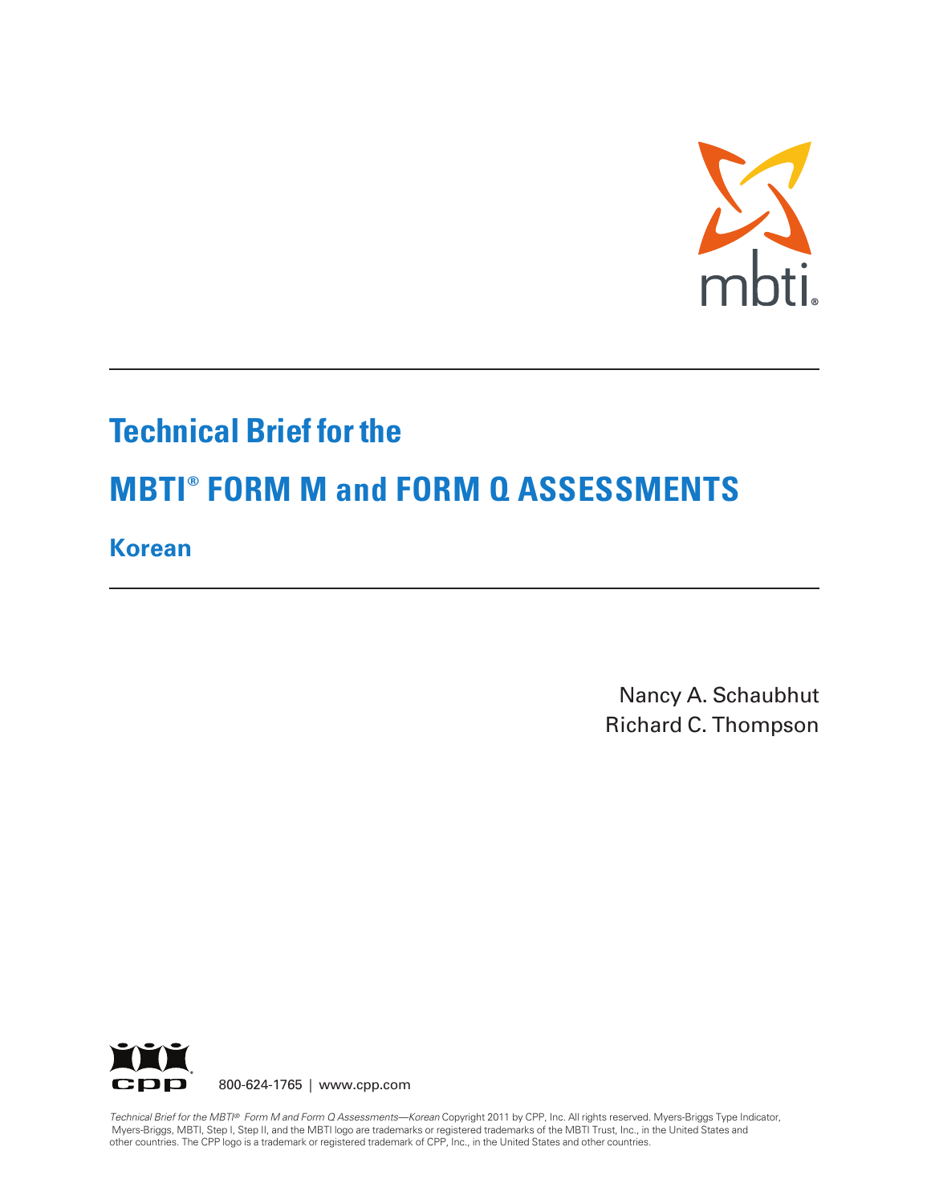# Technical Brief for the

# MBTI® FORM M and FORM Q ASSESSMENTS

## Korean

Nancy A. Schaubhut
Richard C. Thompson

800-624-1765 | www.cpp.com

*Technical Brief for the MBTI® Form M and Form Q Assessments—Korean* Copyright 2011 by CPP, Inc. All rights reserved. Myers-Briggs Type Indicator, Myers-Briggs, MBTI, Step I, Step II, and the MBTI logo are trademarks or registered trademarks of the MBTI Trust, Inc., in the United States and other countries. The CPP logo is a trademark or registered trademark of CPP, Inc., in the United States and other countries.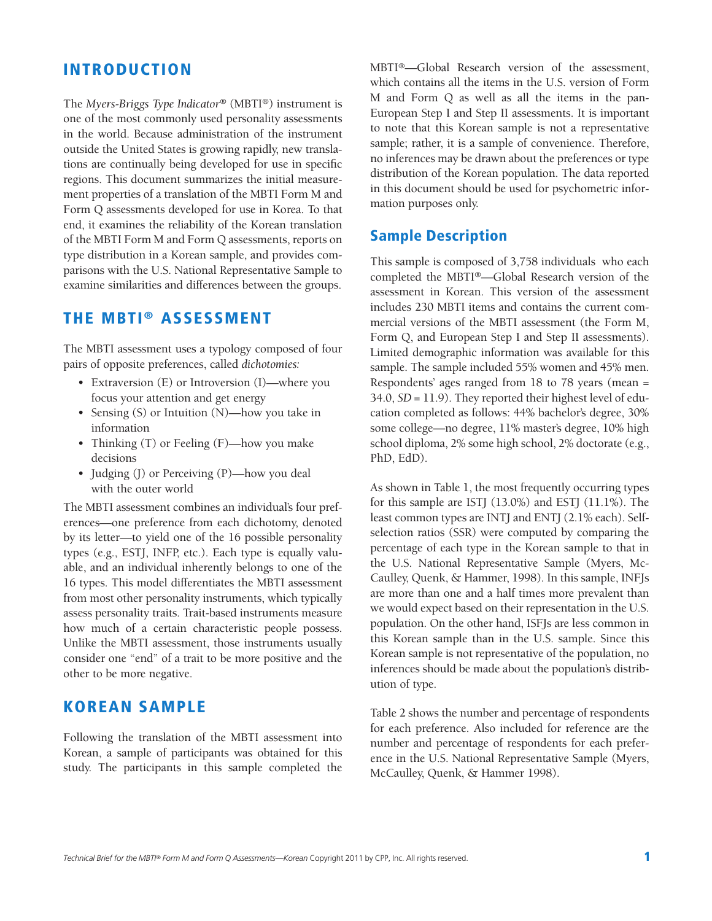# INTRODUCTION

The *Myers-Briggs Type Indicator*® (MBTI®) instrument is one of the most commonly used personality assessments in the world. Because administration of the instrument outside the United States is growing rapidly, new translations are continually being developed for use in specific regions. This document summarizes the initial measurement properties of a translation of the MBTI Form M and Form Q assessments developed for use in Korea. To that end, it examines the reliability of the Korean translation of the MBTI Form M and Form Q assessments, reports on type distribution in a Korean sample, and provides comparisons with the U.S. National Representative Sample to examine similarities and differences between the groups.

# THE MBTI® ASSESSMENT

The MBTI assessment uses a typology composed of four pairs of opposite preferences, called *dichotomies:*

- Extraversion (E) or Introversion (I)—where you focus your attention and get energy
- Sensing (S) or Intuition (N)—how you take in information
- Thinking (T) or Feeling (F)—how you make decisions
- Judging (J) or Perceiving (P)—how you deal with the outer world

The MBTI assessment combines an individual's four preferences—one preference from each dichotomy, denoted by its letter—to yield one of the 16 possible personality types (e.g., ESTJ, INFP, etc.). Each type is equally valuable, and an individual inherently belongs to one of the 16 types. This model differentiates the MBTI assessment from most other personality instruments, which typically assess personality traits. Trait-based instruments measure how much of a certain characteristic people possess. Unlike the MBTI assessment, those instruments usually consider one "end" of a trait to be more positive and the other to be more negative.

# KOREAN SAMPLE

Following the translation of the MBTI assessment into Korean, a sample of participants was obtained for this study. The participants in this sample completed the MBTI®—Global Research version of the assessment, which contains all the items in the U.S. version of Form M and Form Q as well as all the items in the pan-European Step I and Step II assessments. It is important to note that this Korean sample is not a representative sample; rather, it is a sample of convenience. Therefore, no inferences may be drawn about the preferences or type distribution of the Korean population. The data reported in this document should be used for psychometric information purposes only.

## Sample Description

This sample is composed of 3,758 individuals who each completed the MBTI®—Global Research version of the assessment in Korean. This version of the assessment includes 230 MBTI items and contains the current commercial versions of the MBTI assessment (the Form M, Form Q, and European Step I and Step II assessments). Limited demographic information was available for this sample. The sample included 55% women and 45% men. Respondents' ages ranged from 18 to 78 years (mean = 34.0, *SD* = 11.9). They reported their highest level of education completed as follows: 44% bachelor's degree, 30% some college—no degree, 11% master's degree, 10% high school diploma, 2% some high school, 2% doctorate (e.g., PhD, EdD).

As shown in Table 1, the most frequently occurring types for this sample are ISTJ (13.0%) and ESTJ (11.1%). The least common types are INTJ and ENTJ (2.1% each). Self-selection ratios (SSR) were computed by comparing the percentage of each type in the Korean sample to that in the U.S. National Representative Sample (Myers, McCaulley, Quenk, & Hammer, 1998). In this sample, INFJs are more than one and a half times more prevalent than we would expect based on their representation in the U.S. population. On the other hand, ISFJs are less common in this Korean sample than in the U.S. sample. Since this Korean sample is not representative of the population, no inferences should be made about the population's distribution of type.

Table 2 shows the number and percentage of respondents for each preference. Also included for reference are the number and percentage of respondents for each preference in the U.S. National Representative Sample (Myers, McCaulley, Quenk, & Hammer 1998).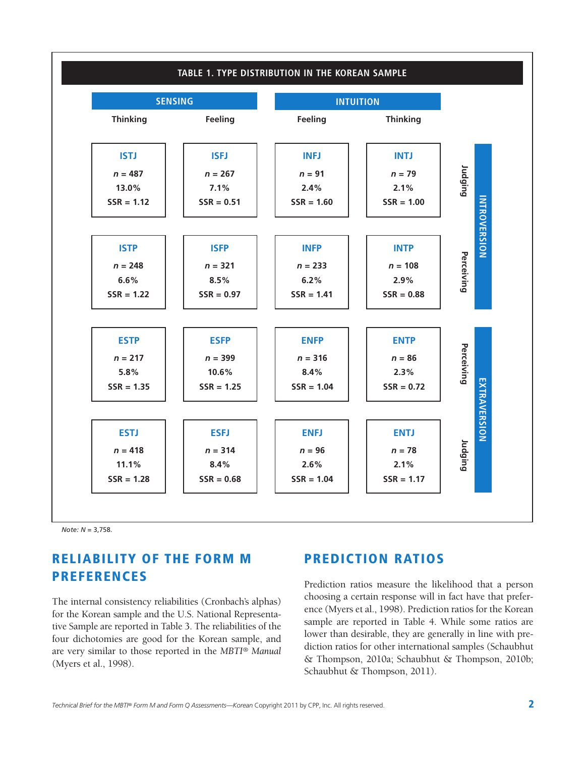**TABLE 1. TYPE DISTRIBUTION IN THE KOREAN SAMPLE**

| | SENSING | | INTUITION | | | |
|---|---|---|---|---|---|---|
| | Thinking | Feeling | Feeling | Thinking | | |
| | ISTJ<br>*n* = 487<br>13.0%<br>SSR = 1.12 | ISFJ<br>*n* = 267<br>7.1%<br>SSR = 0.51 | INFJ<br>*n* = 91<br>2.4%<br>SSR = 1.60 | INTJ<br>*n* = 79<br>2.1%<br>SSR = 1.00 | Judging | INTROVERSION |
| | ISTP<br>*n* = 248<br>6.6%<br>SSR = 1.22 | ISFP<br>*n* = 321<br>8.5%<br>SSR = 0.97 | INFP<br>*n* = 233<br>6.2%<br>SSR = 1.41 | INTP<br>*n* = 108<br>2.9%<br>SSR = 0.88 | Perceiving | INTROVERSION |
| | ESTP<br>*n* = 217<br>5.8%<br>SSR = 1.35 | ESFP<br>*n* = 399<br>10.6%<br>SSR = 1.25 | ENFP<br>*n* = 316<br>8.4%<br>SSR = 1.04 | ENTP<br>*n* = 86<br>2.3%<br>SSR = 0.72 | Perceiving | EXTRAVERSION |
| | ESTJ<br>*n* = 418<br>11.1%<br>SSR = 1.28 | ESFJ<br>*n* = 314<br>8.4%<br>SSR = 0.68 | ENFJ<br>*n* = 96<br>2.6%<br>SSR = 1.04 | ENTJ<br>*n* = 78<br>2.1%<br>SSR = 1.17 | Judging | EXTRAVERSION |

*Note: N* = 3,758.

## RELIABILITY OF THE FORM M PREFERENCES

The internal consistency reliabilities (Cronbach's alphas) for the Korean sample and the U.S. National Representative Sample are reported in Table 3. The reliabilities of the four dichotomies are good for the Korean sample, and are very similar to those reported in the *MBTI® Manual* (Myers et al., 1998).

## PREDICTION RATIOS

Prediction ratios measure the likelihood that a person choosing a certain response will in fact have that preference (Myers et al., 1998). Prediction ratios for the Korean sample are reported in Table 4. While some ratios are lower than desirable, they are generally in line with prediction ratios for other international samples (Schaubhut & Thompson, 2010a; Schaubhut & Thompson, 2010b; Schaubhut & Thompson, 2011).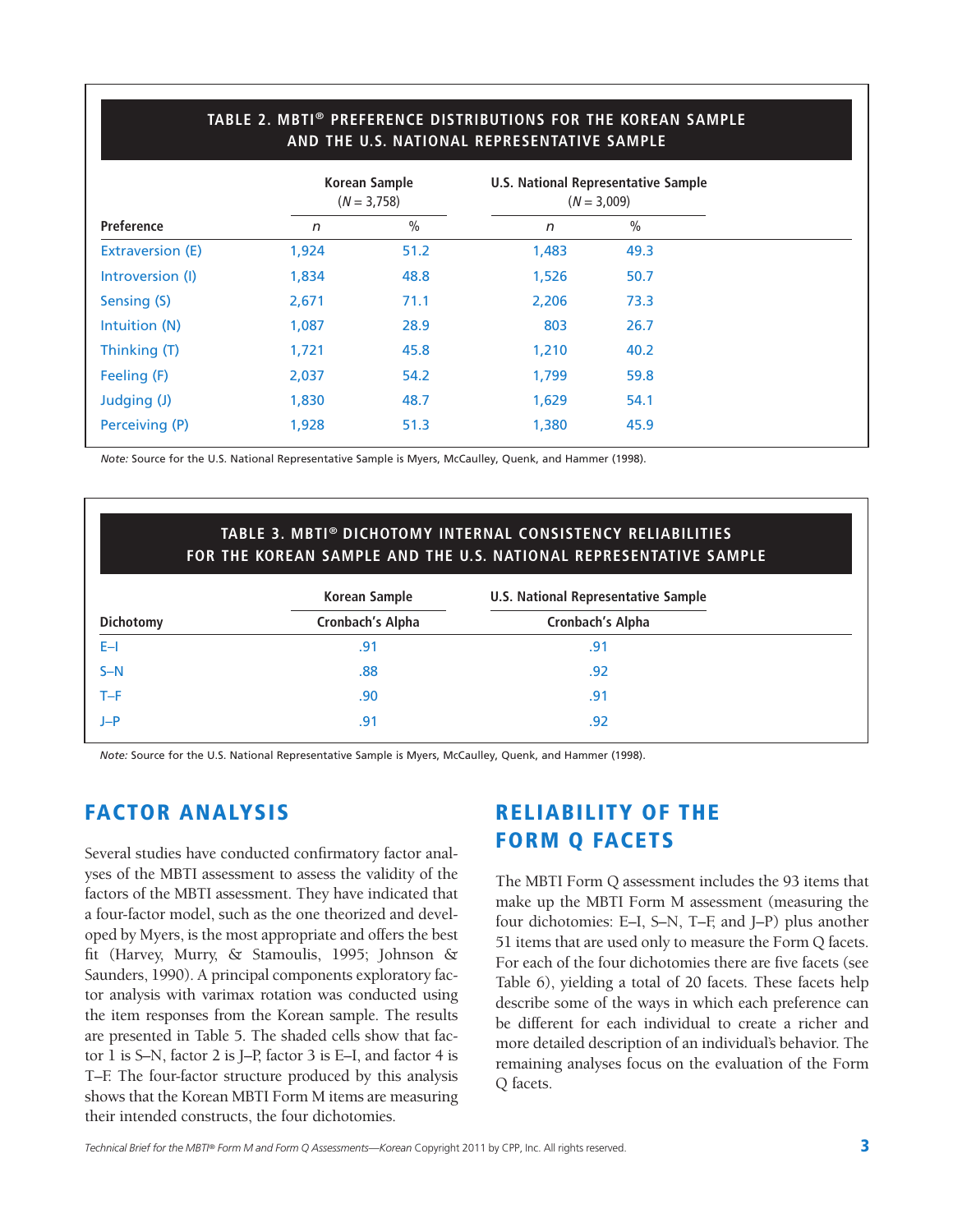**TABLE 2. MBTI® PREFERENCE DISTRIBUTIONS FOR THE KOREAN SAMPLE AND THE U.S. NATIONAL REPRESENTATIVE SAMPLE**

| | Korean Sample ($N$ = 3,758) | | U.S. National Representative Sample ($N$ = 3,009) | |
|---|---|---|---|---|
| Preference | *n* | % | *n* | % |
| Extraversion (E) | 1,924 | 51.2 | 1,483 | 49.3 |
| Introversion (I) | 1,834 | 48.8 | 1,526 | 50.7 |
| Sensing (S) | 2,671 | 71.1 | 2,206 | 73.3 |
| Intuition (N) | 1,087 | 28.9 | 803 | 26.7 |
| Thinking (T) | 1,721 | 45.8 | 1,210 | 40.2 |
| Feeling (F) | 2,037 | 54.2 | 1,799 | 59.8 |
| Judging (J) | 1,830 | 48.7 | 1,629 | 54.1 |
| Perceiving (P) | 1,928 | 51.3 | 1,380 | 45.9 |

*Note:* Source for the U.S. National Representative Sample is Myers, McCaulley, Quenk, and Hammer (1998).

**TABLE 3. MBTI® DICHOTOMY INTERNAL CONSISTENCY RELIABILITIES FOR THE KOREAN SAMPLE AND THE U.S. NATIONAL REPRESENTATIVE SAMPLE**

| | Korean Sample | U.S. National Representative Sample |
|---|---|---|
| Dichotomy | Cronbach's Alpha | Cronbach's Alpha |
| E–I | .91 | .91 |
| S–N | .88 | .92 |
| T–F | .90 | .91 |
| J–P | .91 | .92 |

*Note:* Source for the U.S. National Representative Sample is Myers, McCaulley, Quenk, and Hammer (1998).

## FACTOR ANALYSIS

Several studies have conducted confirmatory factor analyses of the MBTI assessment to assess the validity of the factors of the MBTI assessment. They have indicated that a four-factor model, such as the one theorized and developed by Myers, is the most appropriate and offers the best fit (Harvey, Murry, & Stamoulis, 1995; Johnson & Saunders, 1990). A principal components exploratory factor analysis with varimax rotation was conducted using the item responses from the Korean sample. The results are presented in Table 5. The shaded cells show that factor 1 is S–N, factor 2 is J–P, factor 3 is E–I, and factor 4 is T–F. The four-factor structure produced by this analysis shows that the Korean MBTI Form M items are measuring their intended constructs, the four dichotomies.

## RELIABILITY OF THE FORM Q FACETS

The MBTI Form Q assessment includes the 93 items that make up the MBTI Form M assessment (measuring the four dichotomies: E–I, S–N, T–F, and J–P) plus another 51 items that are used only to measure the Form Q facets. For each of the four dichotomies there are five facets (see Table 6), yielding a total of 20 facets. These facets help describe some of the ways in which each preference can be different for each individual to create a richer and more detailed description of an individual's behavior. The remaining analyses focus on the evaluation of the Form Q facets.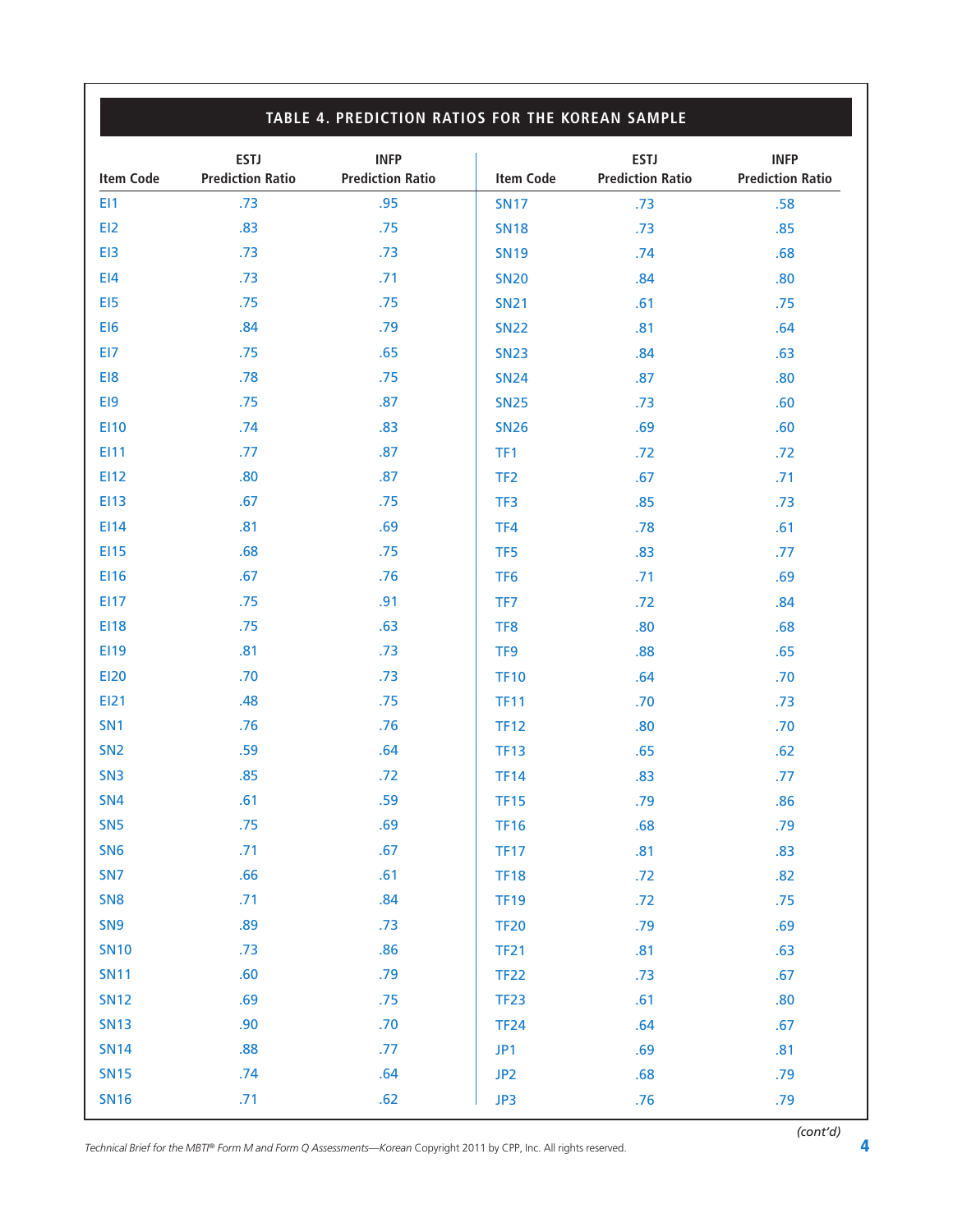## TABLE 4. PREDICTION RATIOS FOR THE KOREAN SAMPLE

| Item Code | ESTJ Prediction Ratio | INFP Prediction Ratio | Item Code | ESTJ Prediction Ratio | INFP Prediction Ratio |
|---|---|---|---|---|---|
| EI1 | .73 | .95 | SN17 | .73 | .58 |
| EI2 | .83 | .75 | SN18 | .73 | .85 |
| EI3 | .73 | .73 | SN19 | .74 | .68 |
| EI4 | .73 | .71 | SN20 | .84 | .80 |
| EI5 | .75 | .75 | SN21 | .61 | .75 |
| EI6 | .84 | .79 | SN22 | .81 | .64 |
| EI7 | .75 | .65 | SN23 | .84 | .63 |
| EI8 | .78 | .75 | SN24 | .87 | .80 |
| EI9 | .75 | .87 | SN25 | .73 | .60 |
| EI10 | .74 | .83 | SN26 | .69 | .60 |
| EI11 | .77 | .87 | TF1 | .72 | .72 |
| EI12 | .80 | .87 | TF2 | .67 | .71 |
| EI13 | .67 | .75 | TF3 | .85 | .73 |
| EI14 | .81 | .69 | TF4 | .78 | .61 |
| EI15 | .68 | .75 | TF5 | .83 | .77 |
| EI16 | .67 | .76 | TF6 | .71 | .69 |
| EI17 | .75 | .91 | TF7 | .72 | .84 |
| EI18 | .75 | .63 | TF8 | .80 | .68 |
| EI19 | .81 | .73 | TF9 | .88 | .65 |
| EI20 | .70 | .73 | TF10 | .64 | .70 |
| EI21 | .48 | .75 | TF11 | .70 | .73 |
| SN1 | .76 | .76 | TF12 | .80 | .70 |
| SN2 | .59 | .64 | TF13 | .65 | .62 |
| SN3 | .85 | .72 | TF14 | .83 | .77 |
| SN4 | .61 | .59 | TF15 | .79 | .86 |
| SN5 | .75 | .69 | TF16 | .68 | .79 |
| SN6 | .71 | .67 | TF17 | .81 | .83 |
| SN7 | .66 | .61 | TF18 | .72 | .82 |
| SN8 | .71 | .84 | TF19 | .72 | .75 |
| SN9 | .89 | .73 | TF20 | .79 | .69 |
| SN10 | .73 | .86 | TF21 | .81 | .63 |
| SN11 | .60 | .79 | TF22 | .73 | .67 |
| SN12 | .69 | .75 | TF23 | .61 | .80 |
| SN13 | .90 | .70 | TF24 | .64 | .67 |
| SN14 | .88 | .77 | JP1 | .69 | .81 |
| SN15 | .74 | .64 | JP2 | .68 | .79 |
| SN16 | .71 | .62 | JP3 | .76 | .79 |

*(cont'd)*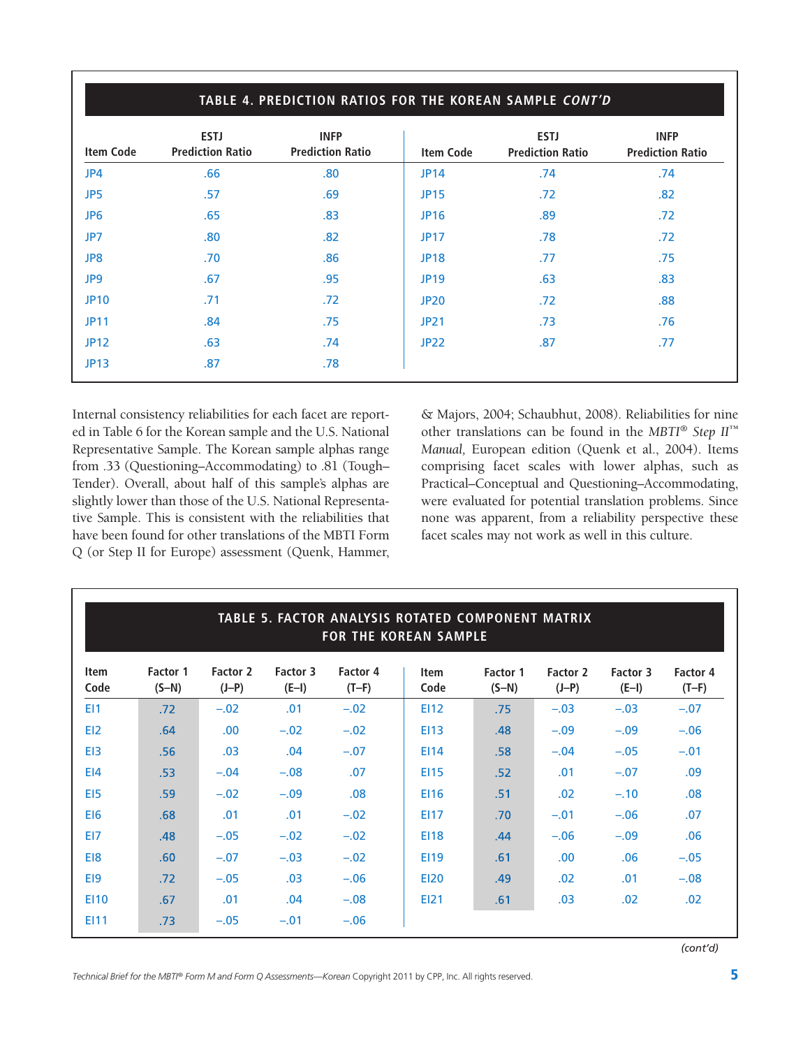**TABLE 4. PREDICTION RATIOS FOR THE KOREAN SAMPLE *CONT'D***

| Item Code | ESTJ Prediction Ratio | INFP Prediction Ratio | Item Code | ESTJ Prediction Ratio | INFP Prediction Ratio |
|---|---|---|---|---|---|
| JP4 | .66 | .80 | JP14 | .74 | .74 |
| JP5 | .57 | .69 | JP15 | .72 | .82 |
| JP6 | .65 | .83 | JP16 | .89 | .72 |
| JP7 | .80 | .82 | JP17 | .78 | .72 |
| JP8 | .70 | .86 | JP18 | .77 | .75 |
| JP9 | .67 | .95 | JP19 | .63 | .83 |
| JP10 | .71 | .72 | JP20 | .72 | .88 |
| JP11 | .84 | .75 | JP21 | .73 | .76 |
| JP12 | .63 | .74 | JP22 | .87 | .77 |
| JP13 | .87 | .78 | | | |

Internal consistency reliabilities for each facet are reported in Table 6 for the Korean sample and the U.S. National Representative Sample. The Korean sample alphas range from .33 (Questioning–Accommodating) to .81 (Tough–Tender). Overall, about half of this sample's alphas are slightly lower than those of the U.S. National Representative Sample. This is consistent with the reliabilities that have been found for other translations of the MBTI Form Q (or Step II for Europe) assessment (Quenk, Hammer, & Majors, 2004; Schaubhut, 2008). Reliabilities for nine other translations can be found in the *MBTI® Step II™ Manual,* European edition (Quenk et al., 2004). Items comprising facet scales with lower alphas, such as Practical–Conceptual and Questioning–Accommodating, were evaluated for potential translation problems. Since none was apparent, from a reliability perspective these facet scales may not work as well in this culture.

**TABLE 5. FACTOR ANALYSIS ROTATED COMPONENT MATRIX FOR THE KOREAN SAMPLE**

| Item Code | Factor 1 (S–N) | Factor 2 (J–P) | Factor 3 (E–I) | Factor 4 (T–F) | Item Code | Factor 1 (S–N) | Factor 2 (J–P) | Factor 3 (E–I) | Factor 4 (T–F) |
|---|---|---|---|---|---|---|---|---|---|
| EI1 | .72 | –.02 | .01 | –.02 | EI12 | .75 | –.03 | –.03 | –.07 |
| EI2 | .64 | .00 | –.02 | –.02 | EI13 | .48 | –.09 | –.09 | –.06 |
| EI3 | .56 | .03 | .04 | –.07 | EI14 | .58 | –.04 | –.05 | –.01 |
| EI4 | .53 | –.04 | –.08 | .07 | EI15 | .52 | .01 | –.07 | .09 |
| EI5 | .59 | –.02 | –.09 | .08 | EI16 | .51 | .02 | –.10 | .08 |
| EI6 | .68 | .01 | .01 | –.02 | EI17 | .70 | –.01 | –.06 | .07 |
| EI7 | .48 | –.05 | –.02 | –.02 | EI18 | .44 | –.06 | –.09 | .06 |
| EI8 | .60 | –.07 | –.03 | –.02 | EI19 | .61 | .00 | .06 | –.05 |
| EI9 | .72 | –.05 | .03 | –.06 | EI20 | .49 | .02 | .01 | –.08 |
| EI10 | .67 | .01 | .04 | –.08 | EI21 | .61 | .03 | .02 | .02 |
| EI11 | .73 | –.05 | –.01 | –.06 | | | | | |

*(cont'd)*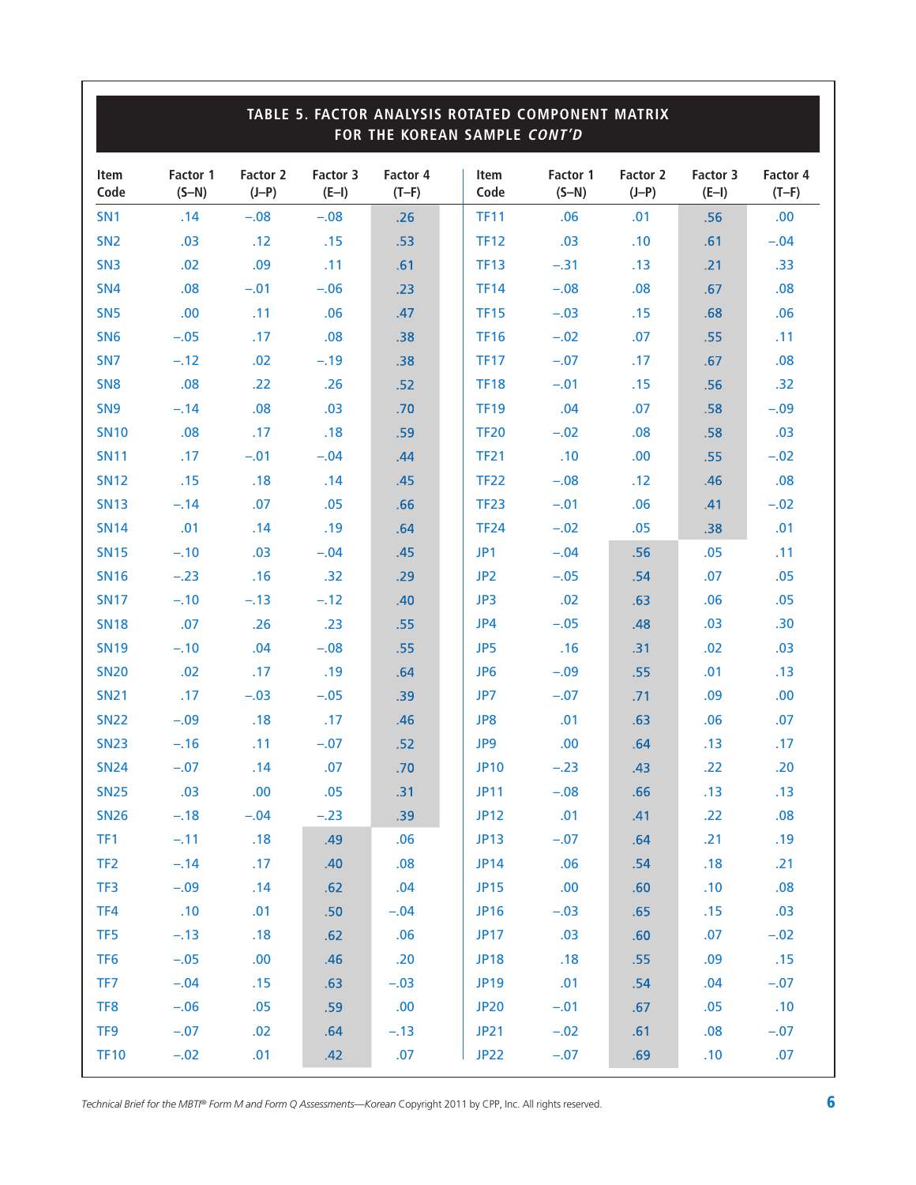## TABLE 5. FACTOR ANALYSIS ROTATED COMPONENT MATRIX FOR THE KOREAN SAMPLE *CONT'D*

| Item Code | Factor 1 (S–N) | Factor 2 (J–P) | Factor 3 (E–I) | Factor 4 (T–F) | Item Code | Factor 1 (S–N) | Factor 2 (J–P) | Factor 3 (E–I) | Factor 4 (T–F) |
|---|---|---|---|---|---|---|---|---|---|
| SN1 | .14 | –.08 | –.08 | .26 | TF11 | .06 | .01 | .56 | .00 |
| SN2 | .03 | .12 | .15 | .53 | TF12 | .03 | .10 | .61 | –.04 |
| SN3 | .02 | .09 | .11 | .61 | TF13 | –.31 | .13 | .21 | .33 |
| SN4 | .08 | –.01 | –.06 | .23 | TF14 | –.08 | .08 | .67 | .08 |
| SN5 | .00 | .11 | .06 | .47 | TF15 | –.03 | .15 | .68 | .06 |
| SN6 | –.05 | .17 | .08 | .38 | TF16 | –.02 | .07 | .55 | .11 |
| SN7 | –.12 | .02 | –.19 | .38 | TF17 | –.07 | .17 | .67 | .08 |
| SN8 | .08 | .22 | .26 | .52 | TF18 | –.01 | .15 | .56 | .32 |
| SN9 | –.14 | .08 | .03 | .70 | TF19 | .04 | .07 | .58 | –.09 |
| SN10 | .08 | .17 | .18 | .59 | TF20 | –.02 | .08 | .58 | .03 |
| SN11 | .17 | –.01 | –.04 | .44 | TF21 | .10 | .00 | .55 | –.02 |
| SN12 | .15 | .18 | .14 | .45 | TF22 | –.08 | .12 | .46 | .08 |
| SN13 | –.14 | .07 | .05 | .66 | TF23 | –.01 | .06 | .41 | –.02 |
| SN14 | .01 | .14 | .19 | .64 | TF24 | –.02 | .05 | .38 | .01 |
| SN15 | –.10 | .03 | –.04 | .45 | JP1 | –.04 | .56 | .05 | .11 |
| SN16 | –.23 | .16 | .32 | .29 | JP2 | –.05 | .54 | .07 | .05 |
| SN17 | –.10 | –.13 | –.12 | .40 | JP3 | .02 | .63 | .06 | .05 |
| SN18 | .07 | .26 | .23 | .55 | JP4 | –.05 | .48 | .03 | .30 |
| SN19 | –.10 | .04 | –.08 | .55 | JP5 | .16 | .31 | .02 | .03 |
| SN20 | .02 | .17 | .19 | .64 | JP6 | –.09 | .55 | .01 | .13 |
| SN21 | .17 | –.03 | –.05 | .39 | JP7 | –.07 | .71 | .09 | .00 |
| SN22 | –.09 | .18 | .17 | .46 | JP8 | .01 | .63 | .06 | .07 |
| SN23 | –.16 | .11 | –.07 | .52 | JP9 | .00 | .64 | .13 | .17 |
| SN24 | –.07 | .14 | .07 | .70 | JP10 | –.23 | .43 | .22 | .20 |
| SN25 | .03 | .00 | .05 | .31 | JP11 | –.08 | .66 | .13 | .13 |
| SN26 | –.18 | –.04 | –.23 | .39 | JP12 | .01 | .41 | .22 | .08 |
| TF1 | –.11 | .18 | .49 | .06 | JP13 | –.07 | .64 | .21 | .19 |
| TF2 | –.14 | .17 | .40 | .08 | JP14 | .06 | .54 | .18 | .21 |
| TF3 | –.09 | .14 | .62 | .04 | JP15 | .00 | .60 | .10 | .08 |
| TF4 | .10 | .01 | .50 | –.04 | JP16 | –.03 | .65 | .15 | .03 |
| TF5 | –.13 | .18 | .62 | .06 | JP17 | .03 | .60 | .07 | –.02 |
| TF6 | –.05 | .00 | .46 | .20 | JP18 | .18 | .55 | .09 | .15 |
| TF7 | –.04 | .15 | .63 | –.03 | JP19 | .01 | .54 | .04 | –.07 |
| TF8 | –.06 | .05 | .59 | .00 | JP20 | –.01 | .67 | .05 | .10 |
| TF9 | –.07 | .02 | .64 | –.13 | JP21 | –.02 | .61 | .08 | –.07 |
| TF10 | –.02 | .01 | .42 | .07 | JP22 | –.07 | .69 | .10 | .07 |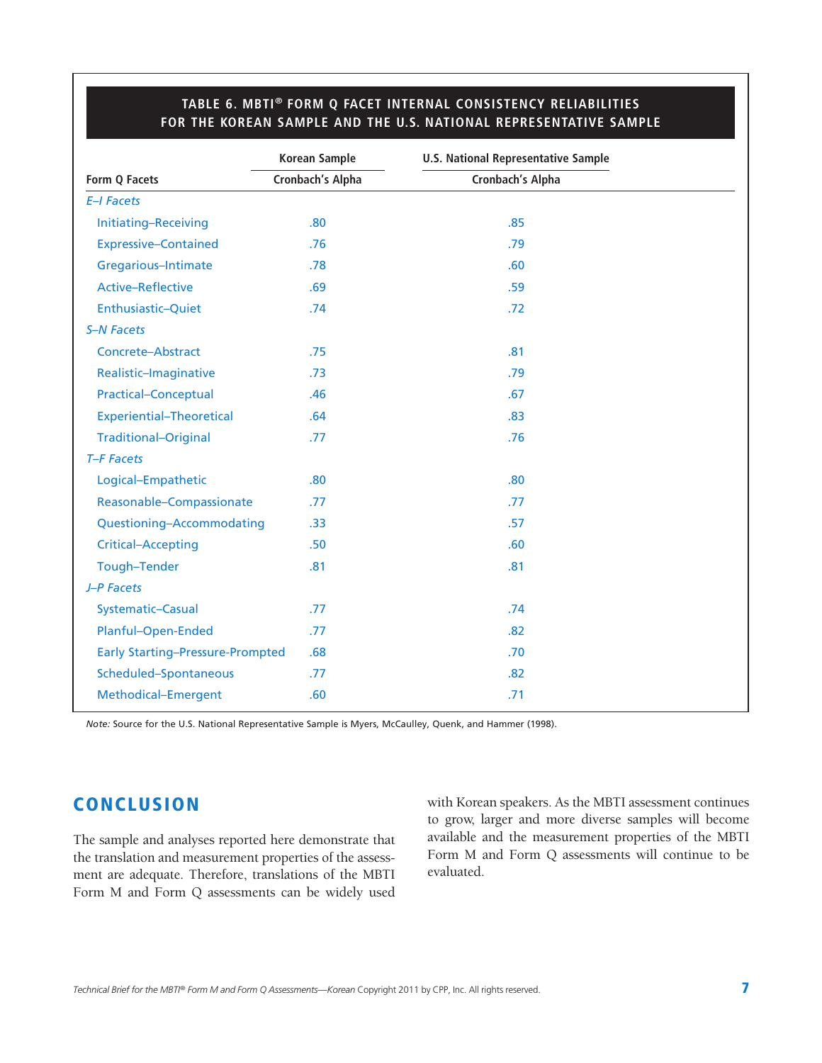**TABLE 6. MBTI® FORM Q FACET INTERNAL CONSISTENCY RELIABILITIES FOR THE KOREAN SAMPLE AND THE U.S. NATIONAL REPRESENTATIVE SAMPLE**

| | Korean Sample | U.S. National Representative Sample |
|---|---|---|
| Form Q Facets | Cronbach's Alpha | Cronbach's Alpha |
| *E–I Facets* | | |
| Initiating–Receiving | .80 | .85 |
| Expressive–Contained | .76 | .79 |
| Gregarious–Intimate | .78 | .60 |
| Active–Reflective | .69 | .59 |
| Enthusiastic–Quiet | .74 | .72 |
| *S–N Facets* | | |
| Concrete–Abstract | .75 | .81 |
| Realistic–Imaginative | .73 | .79 |
| Practical–Conceptual | .46 | .67 |
| Experiential–Theoretical | .64 | .83 |
| Traditional–Original | .77 | .76 |
| *T–F Facets* | | |
| Logical–Empathetic | .80 | .80 |
| Reasonable–Compassionate | .77 | .77 |
| Questioning–Accommodating | .33 | .57 |
| Critical–Accepting | .50 | .60 |
| Tough–Tender | .81 | .81 |
| *J–P Facets* | | |
| Systematic–Casual | .77 | .74 |
| Planful–Open-Ended | .77 | .82 |
| Early Starting–Pressure-Prompted | .68 | .70 |
| Scheduled–Spontaneous | .77 | .82 |
| Methodical–Emergent | .60 | .71 |

*Note:* Source for the U.S. National Representative Sample is Myers, McCaulley, Quenk, and Hammer (1998).

## CONCLUSION

The sample and analyses reported here demonstrate that the translation and measurement properties of the assessment are adequate. Therefore, translations of the MBTI Form M and Form Q assessments can be widely used with Korean speakers. As the MBTI assessment continues to grow, larger and more diverse samples will become available and the measurement properties of the MBTI Form M and Form Q assessments will continue to be evaluated.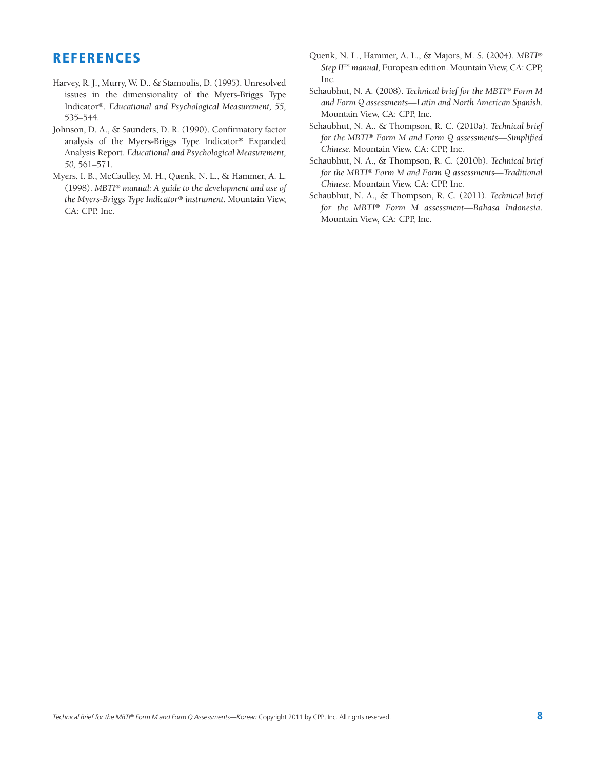## REFERENCES

Harvey, R. J., Murry, W. D., & Stamoulis, D. (1995). Unresolved issues in the dimensionality of the Myers-Briggs Type Indicator®. *Educational and Psychological Measurement, 55,* 535–544.

Johnson, D. A., & Saunders, D. R. (1990). Confirmatory factor analysis of the Myers-Briggs Type Indicator® Expanded Analysis Report. *Educational and Psychological Measurement, 50,* 561–571.

Myers, I. B., McCaulley, M. H., Quenk, N. L., & Hammer, A. L. (1998). *MBTI® manual: A guide to the development and use of the Myers-Briggs Type Indicator® instrument.* Mountain View, CA: CPP, Inc.

Quenk, N. L., Hammer, A. L., & Majors, M. S. (2004). *MBTI® Step II™ manual,* European edition. Mountain View, CA: CPP, Inc.

Schaubhut, N. A. (2008). *Technical brief for the MBTI® Form M and Form Q assessments—Latin and North American Spanish.* Mountain View, CA: CPP, Inc.

Schaubhut, N. A., & Thompson, R. C. (2010a). *Technical brief for the MBTI® Form M and Form Q assessments—Simplified Chinese.* Mountain View, CA: CPP, Inc.

Schaubhut, N. A., & Thompson, R. C. (2010b). *Technical brief for the MBTI® Form M and Form Q assessments—Traditional Chinese.* Mountain View, CA: CPP, Inc.

Schaubhut, N. A., & Thompson, R. C. (2011). *Technical brief for the MBTI® Form M assessment—Bahasa Indonesia.* Mountain View, CA: CPP, Inc.